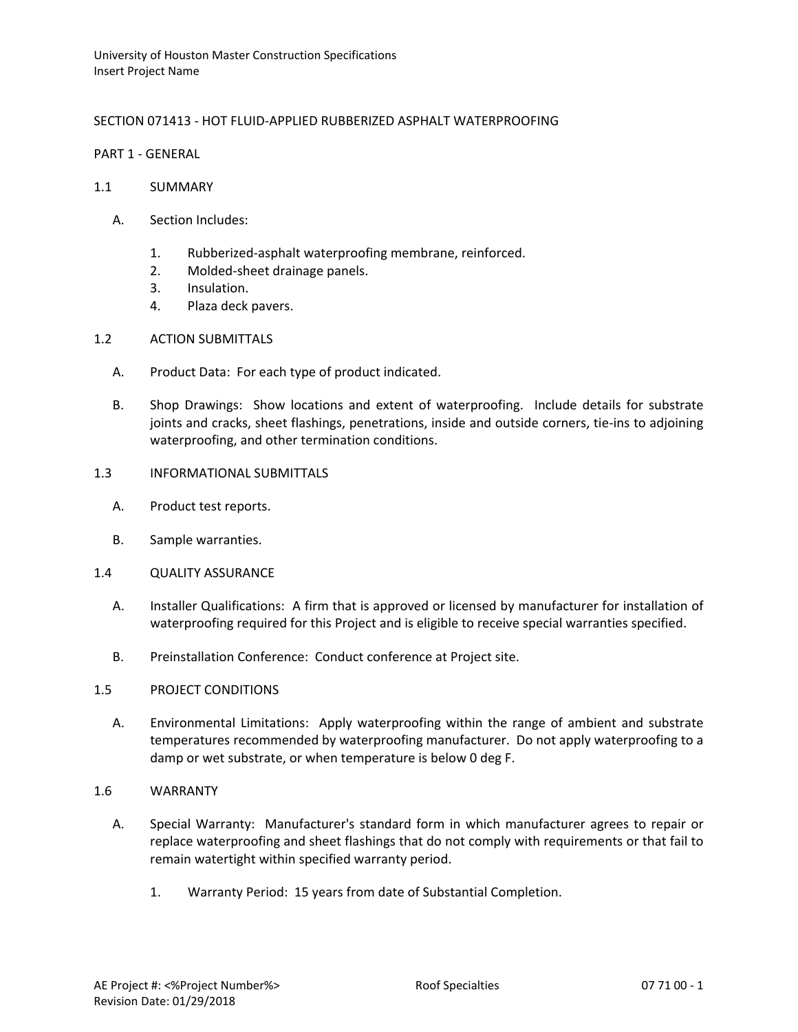# SECTION 071413 - HOT FLUID-APPLIED RUBBERIZED ASPHALT WATERPROOFING

## PART 1 - GENERAL

### 1.1 SUMMARY

A. Section Includes:

1. Rubberized-asphalt waterproofing membrane, reinforced.
2. Molded-sheet drainage panels.
3. Insulation.
4. Plaza deck pavers.

### 1.2 ACTION SUBMITTALS

A. Product Data: For each type of product indicated.

B. Shop Drawings: Show locations and extent of waterproofing. Include details for substrate joints and cracks, sheet flashings, penetrations, inside and outside corners, tie-ins to adjoining waterproofing, and other termination conditions.

### 1.3 INFORMATIONAL SUBMITTALS

A. Product test reports.

B. Sample warranties.

### 1.4 QUALITY ASSURANCE

A. Installer Qualifications: A firm that is approved or licensed by manufacturer for installation of waterproofing required for this Project and is eligible to receive special warranties specified.

B. Preinstallation Conference: Conduct conference at Project site.

### 1.5 PROJECT CONDITIONS

A. Environmental Limitations: Apply waterproofing within the range of ambient and substrate temperatures recommended by waterproofing manufacturer. Do not apply waterproofing to a damp or wet substrate, or when temperature is below 0 deg F.

### 1.6 WARRANTY

A. Special Warranty: Manufacturer's standard form in which manufacturer agrees to repair or replace waterproofing and sheet flashings that do not comply with requirements or that fail to remain watertight within specified warranty period.

1. Warranty Period: 15 years from date of Substantial Completion.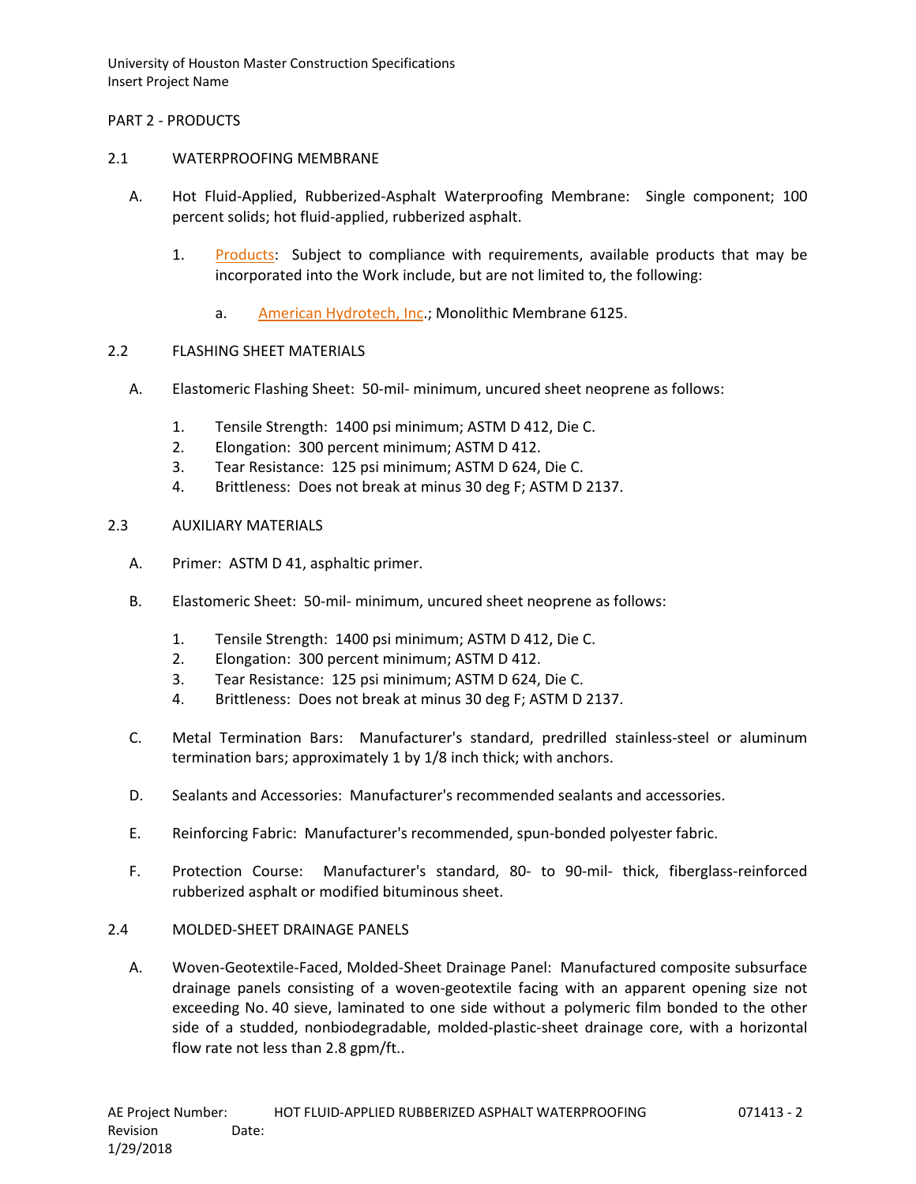## PART 2 - PRODUCTS

### 2.1 WATERPROOFING MEMBRANE

A. Hot Fluid-Applied, Rubberized-Asphalt Waterproofing Membrane: Single component; 100 percent solids; hot fluid-applied, rubberized asphalt.

1. Products: Subject to compliance with requirements, available products that may be incorporated into the Work include, but are not limited to, the following:

   a. American Hydrotech, Inc.; Monolithic Membrane 6125.

### 2.2 FLASHING SHEET MATERIALS

A. Elastomeric Flashing Sheet: 50-mil- minimum, uncured sheet neoprene as follows:

1. Tensile Strength: 1400 psi minimum; ASTM D 412, Die C.
2. Elongation: 300 percent minimum; ASTM D 412.
3. Tear Resistance: 125 psi minimum; ASTM D 624, Die C.
4. Brittleness: Does not break at minus 30 deg F; ASTM D 2137.

### 2.3 AUXILIARY MATERIALS

A. Primer: ASTM D 41, asphaltic primer.

B. Elastomeric Sheet: 50-mil- minimum, uncured sheet neoprene as follows:

1. Tensile Strength: 1400 psi minimum; ASTM D 412, Die C.
2. Elongation: 300 percent minimum; ASTM D 412.
3. Tear Resistance: 125 psi minimum; ASTM D 624, Die C.
4. Brittleness: Does not break at minus 30 deg F; ASTM D 2137.

C. Metal Termination Bars: Manufacturer's standard, predrilled stainless-steel or aluminum termination bars; approximately 1 by 1/8 inch thick; with anchors.

D. Sealants and Accessories: Manufacturer's recommended sealants and accessories.

E. Reinforcing Fabric: Manufacturer's recommended, spun-bonded polyester fabric.

F. Protection Course: Manufacturer's standard, 80- to 90-mil- thick, fiberglass-reinforced rubberized asphalt or modified bituminous sheet.

### 2.4 MOLDED-SHEET DRAINAGE PANELS

A. Woven-Geotextile-Faced, Molded-Sheet Drainage Panel: Manufactured composite subsurface drainage panels consisting of a woven-geotextile facing with an apparent opening size not exceeding No. 40 sieve, laminated to one side without a polymeric film bonded to the other side of a studded, nonbiodegradable, molded-plastic-sheet drainage core, with a horizontal flow rate not less than 2.8 gpm/ft..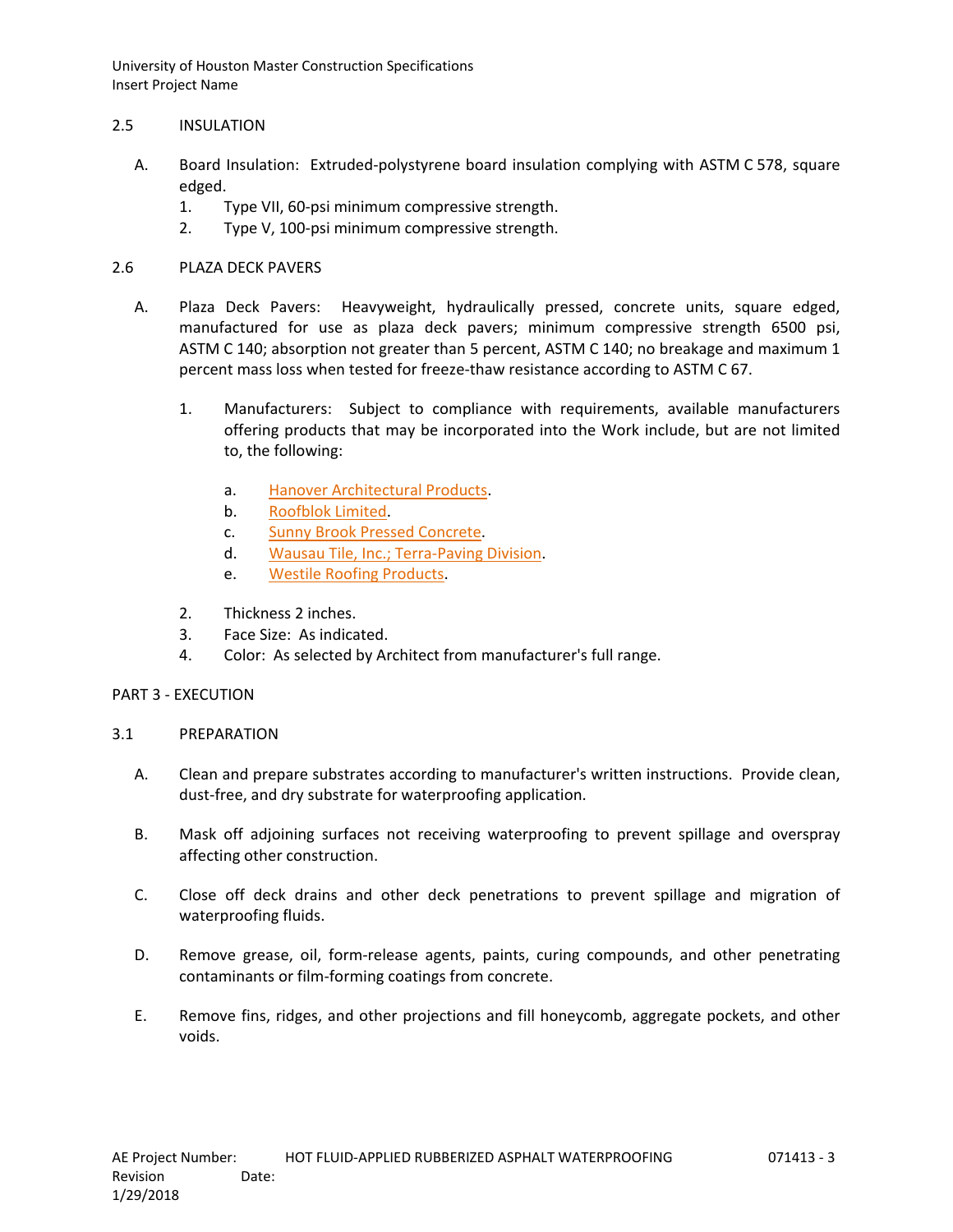## 2.5 INSULATION

A. Board Insulation: Extruded-polystyrene board insulation complying with ASTM C 578, square edged.

1. Type VII, 60-psi minimum compressive strength.
2. Type V, 100-psi minimum compressive strength.

## 2.6 PLAZA DECK PAVERS

A. Plaza Deck Pavers: Heavyweight, hydraulically pressed, concrete units, square edged, manufactured for use as plaza deck pavers; minimum compressive strength 6500 psi, ASTM C 140; absorption not greater than 5 percent, ASTM C 140; no breakage and maximum 1 percent mass loss when tested for freeze-thaw resistance according to ASTM C 67.

1. Manufacturers: Subject to compliance with requirements, available manufacturers offering products that may be incorporated into the Work include, but are not limited to, the following:

   a. Hanover Architectural Products.
   b. Roofblok Limited.
   c. Sunny Brook Pressed Concrete.
   d. Wausau Tile, Inc.; Terra-Paving Division.
   e. Westile Roofing Products.

2. Thickness 2 inches.
3. Face Size: As indicated.
4. Color: As selected by Architect from manufacturer's full range.

# PART 3 - EXECUTION

## 3.1 PREPARATION

A. Clean and prepare substrates according to manufacturer's written instructions. Provide clean, dust-free, and dry substrate for waterproofing application.

B. Mask off adjoining surfaces not receiving waterproofing to prevent spillage and overspray affecting other construction.

C. Close off deck drains and other deck penetrations to prevent spillage and migration of waterproofing fluids.

D. Remove grease, oil, form-release agents, paints, curing compounds, and other penetrating contaminants or film-forming coatings from concrete.

E. Remove fins, ridges, and other projections and fill honeycomb, aggregate pockets, and other voids.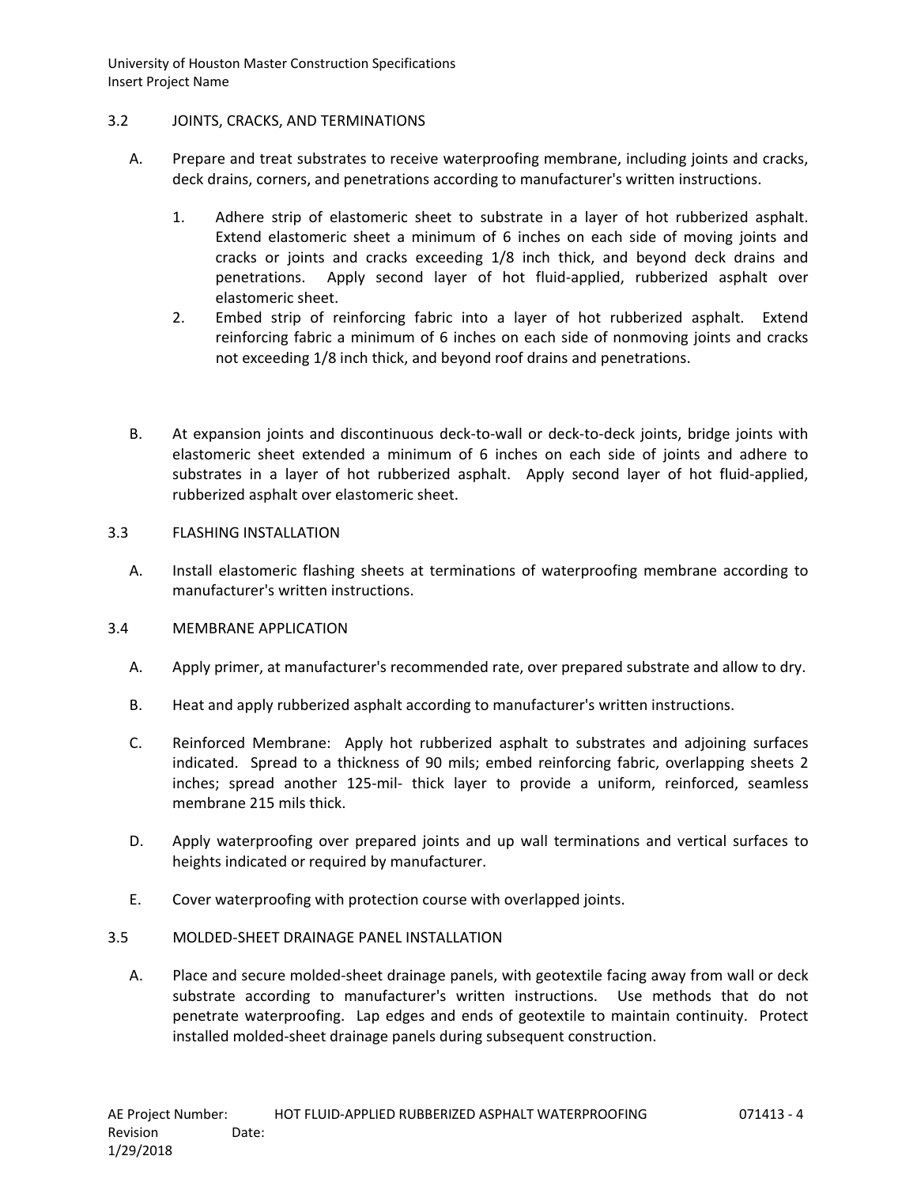## 3.2 JOINTS, CRACKS, AND TERMINATIONS

A. Prepare and treat substrates to receive waterproofing membrane, including joints and cracks, deck drains, corners, and penetrations according to manufacturer's written instructions.

   1. Adhere strip of elastomeric sheet to substrate in a layer of hot rubberized asphalt. Extend elastomeric sheet a minimum of 6 inches on each side of moving joints and cracks or joints and cracks exceeding 1/8 inch thick, and beyond deck drains and penetrations. Apply second layer of hot fluid-applied, rubberized asphalt over elastomeric sheet.
   2. Embed strip of reinforcing fabric into a layer of hot rubberized asphalt. Extend reinforcing fabric a minimum of 6 inches on each side of nonmoving joints and cracks not exceeding 1/8 inch thick, and beyond roof drains and penetrations.

B. At expansion joints and discontinuous deck-to-wall or deck-to-deck joints, bridge joints with elastomeric sheet extended a minimum of 6 inches on each side of joints and adhere to substrates in a layer of hot rubberized asphalt. Apply second layer of hot fluid-applied, rubberized asphalt over elastomeric sheet.

## 3.3 FLASHING INSTALLATION

A. Install elastomeric flashing sheets at terminations of waterproofing membrane according to manufacturer's written instructions.

## 3.4 MEMBRANE APPLICATION

A. Apply primer, at manufacturer's recommended rate, over prepared substrate and allow to dry.

B. Heat and apply rubberized asphalt according to manufacturer's written instructions.

C. Reinforced Membrane: Apply hot rubberized asphalt to substrates and adjoining surfaces indicated. Spread to a thickness of 90 mils; embed reinforcing fabric, overlapping sheets 2 inches; spread another 125-mil- thick layer to provide a uniform, reinforced, seamless membrane 215 mils thick.

D. Apply waterproofing over prepared joints and up wall terminations and vertical surfaces to heights indicated or required by manufacturer.

E. Cover waterproofing with protection course with overlapped joints.

## 3.5 MOLDED-SHEET DRAINAGE PANEL INSTALLATION

A. Place and secure molded-sheet drainage panels, with geotextile facing away from wall or deck substrate according to manufacturer's written instructions. Use methods that do not penetrate waterproofing. Lap edges and ends of geotextile to maintain continuity. Protect installed molded-sheet drainage panels during subsequent construction.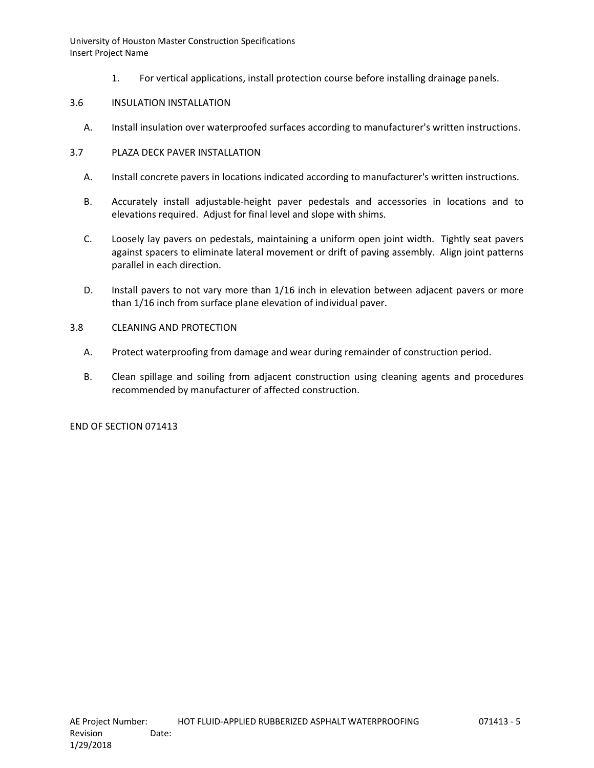1. For vertical applications, install protection course before installing drainage panels.

## 3.6 INSULATION INSTALLATION

A. Install insulation over waterproofed surfaces according to manufacturer's written instructions.

## 3.7 PLAZA DECK PAVER INSTALLATION

A. Install concrete pavers in locations indicated according to manufacturer's written instructions.

B. Accurately install adjustable-height paver pedestals and accessories in locations and to elevations required. Adjust for final level and slope with shims.

C. Loosely lay pavers on pedestals, maintaining a uniform open joint width. Tightly seat pavers against spacers to eliminate lateral movement or drift of paving assembly. Align joint patterns parallel in each direction.

D. Install pavers to not vary more than 1/16 inch in elevation between adjacent pavers or more than 1/16 inch from surface plane elevation of individual paver.

## 3.8 CLEANING AND PROTECTION

A. Protect waterproofing from damage and wear during remainder of construction period.

B. Clean spillage and soiling from adjacent construction using cleaning agents and procedures recommended by manufacturer of affected construction.

END OF SECTION 071413